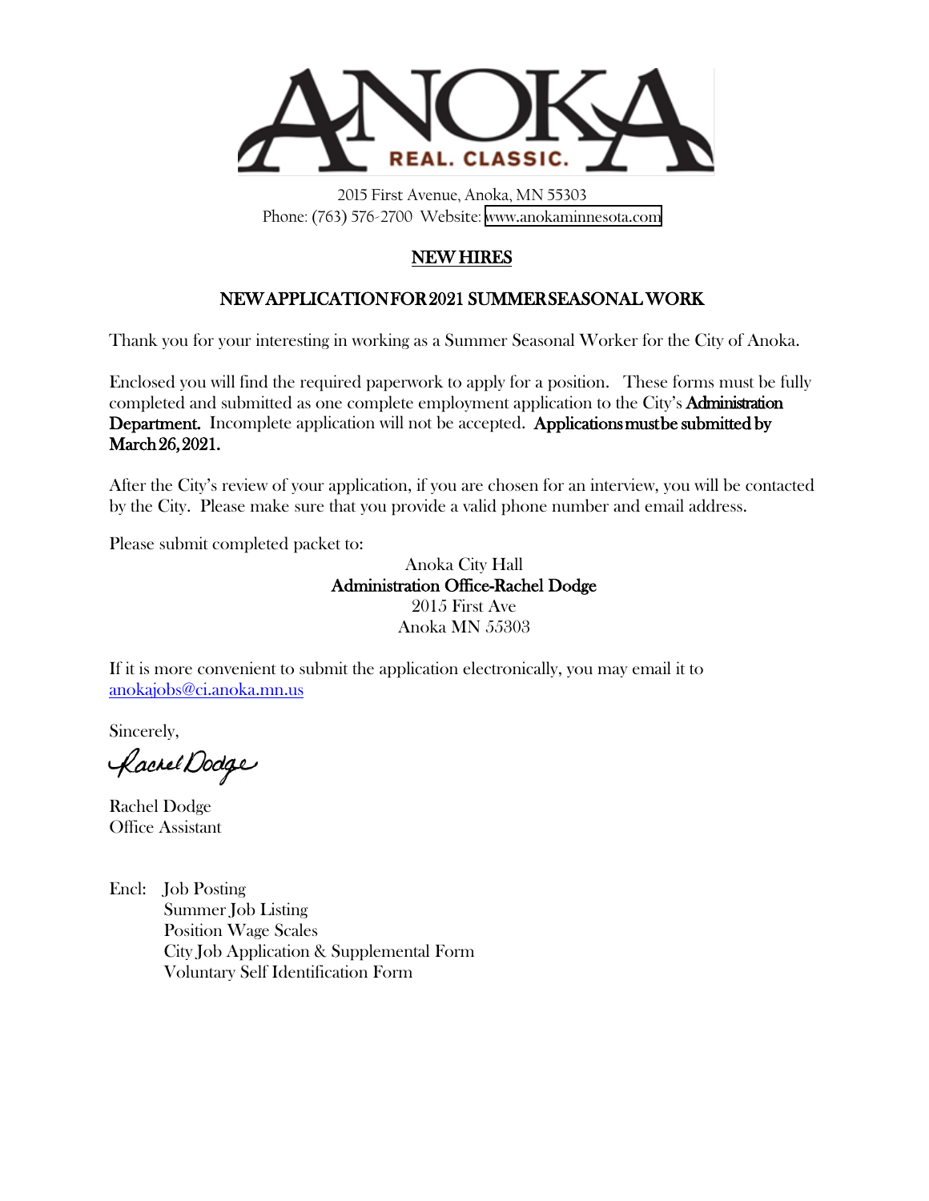# ANOKA

REAL. CLASSIC.

2015 First Avenue, Anoka, MN 55303
Phone: (763) 576-2700 Website: www.anokaminnesota.com

## NEW HIRES

### NEW APPLICATION FOR 2021 SUMMER SEASONAL WORK

Thank you for your interesting in working as a Summer Seasonal Worker for the City of Anoka.

Enclosed you will find the required paperwork to apply for a position. These forms must be fully completed and submitted as one complete employment application to the City's **Administration Department.** Incomplete application will not be accepted. **Applications must be submitted by March 26, 2021.**

After the City's review of your application, if you are chosen for an interview, you will be contacted by the City. Please make sure that you provide a valid phone number and email address.

Please submit completed packet to:

Anoka City Hall
**Administration Office-Rachel Dodge**
2015 First Ave
Anoka MN 55303

If it is more convenient to submit the application electronically, you may email it to anokajobs@ci.anoka.mn.us

Sincerely,

*Rachel Dodge*

Rachel Dodge
Office Assistant

Encl: Job Posting
Summer Job Listing
Position Wage Scales
City Job Application & Supplemental Form
Voluntary Self Identification Form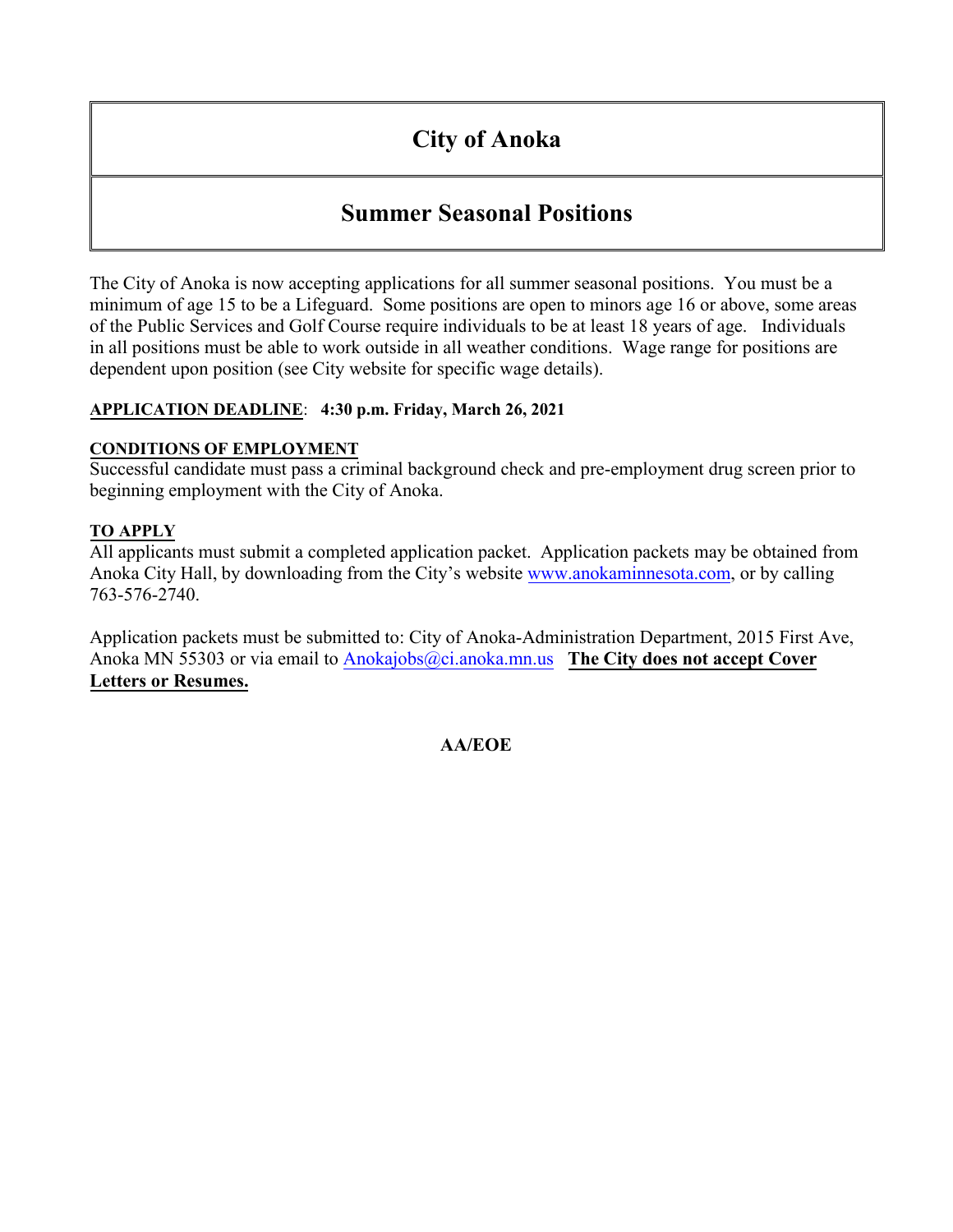# City of Anoka

## Summer Seasonal Positions

The City of Anoka is now accepting applications for all summer seasonal positions. You must be a minimum of age 15 to be a Lifeguard. Some positions are open to minors age 16 or above, some areas of the Public Services and Golf Course require individuals to be at least 18 years of age. Individuals in all positions must be able to work outside in all weather conditions. Wage range for positions are dependent upon position (see City website for specific wage details).

**APPLICATION DEADLINE**: **4:30 p.m. Friday, March 26, 2021**

**CONDITIONS OF EMPLOYMENT**

Successful candidate must pass a criminal background check and pre-employment drug screen prior to beginning employment with the City of Anoka.

**TO APPLY**

All applicants must submit a completed application packet. Application packets may be obtained from Anoka City Hall, by downloading from the City's website www.anokaminnesota.com, or by calling 763-576-2740.

Application packets must be submitted to: City of Anoka-Administration Department, 2015 First Ave, Anoka MN 55303 or via email to Anokajobs@ci.anoka.mn.us **The City does not accept Cover Letters or Resumes.**

**AA/EOE**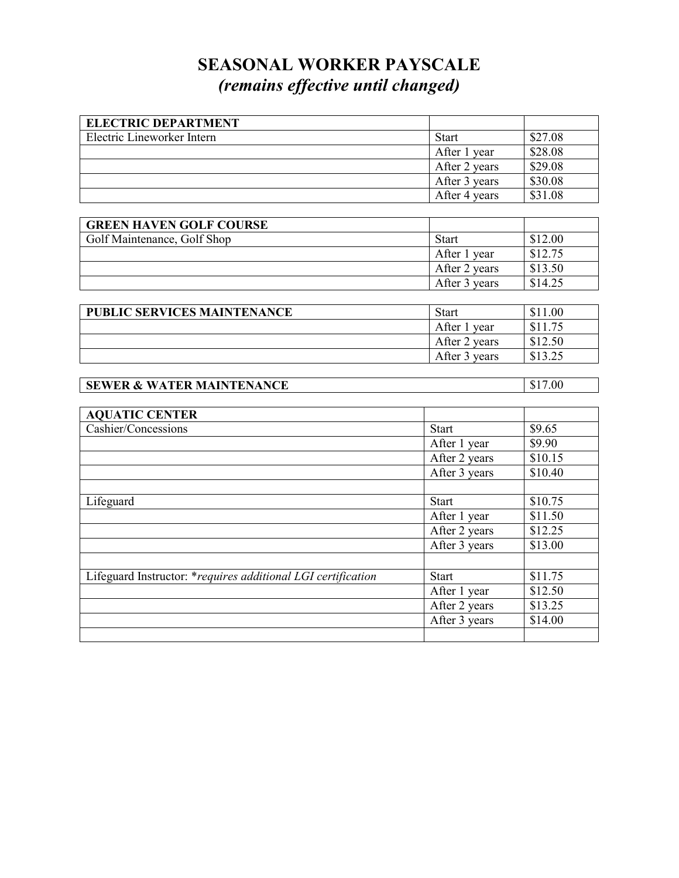# SEASONAL WORKER PAYSCALE

## *(remains effective until changed)*

| ELECTRIC DEPARTMENT | | |
|---|---|---|
| Electric Lineworker Intern | Start | $27.08 |
| | After 1 year | $28.08 |
| | After 2 years | $29.08 |
| | After 3 years | $30.08 |
| | After 4 years | $31.08 |

| GREEN HAVEN GOLF COURSE | | |
|---|---|---|
| Golf Maintenance, Golf Shop | Start | $12.00 |
| | After 1 year | $12.75 |
| | After 2 years | $13.50 |
| | After 3 years | $14.25 |

| PUBLIC SERVICES MAINTENANCE | Start | $11.00 |
|---|---|---|
| | After 1 year | $11.75 |
| | After 2 years | $12.50 |
| | After 3 years | $13.25 |

| SEWER & WATER MAINTENANCE | $17.00 |
|---|---|

| AQUATIC CENTER | | |
|---|---|---|
| Cashier/Concessions | Start | $9.65 |
| | After 1 year | $9.90 |
| | After 2 years | $10.15 |
| | After 3 years | $10.40 |
| | | |
| Lifeguard | Start | $10.75 |
| | After 1 year | $11.50 |
| | After 2 years | $12.25 |
| | After 3 years | $13.00 |
| | | |
| Lifeguard Instructor: **requires additional LGI certification* | Start | $11.75 |
| | After 1 year | $12.50 |
| | After 2 years | $13.25 |
| | After 3 years | $14.00 |
| | | |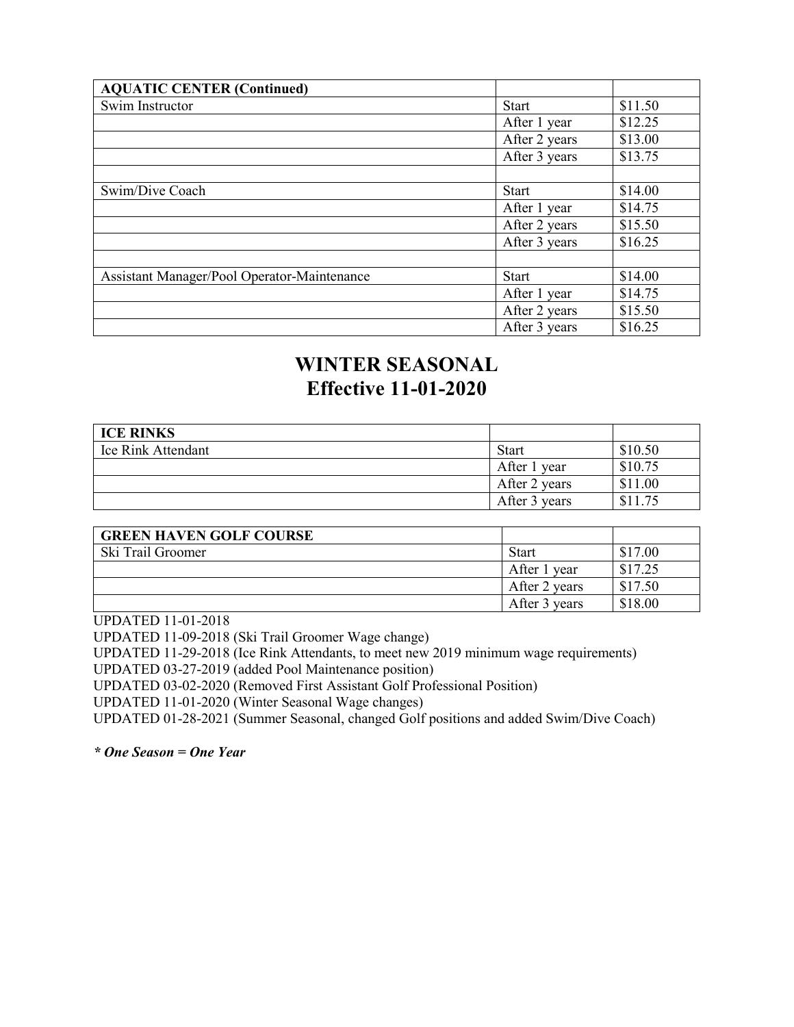| AQUATIC CENTER (Continued) | | |
|---|---|---|
| Swim Instructor | Start | $11.50 |
| | After 1 year | $12.25 |
| | After 2 years | $13.00 |
| | After 3 years | $13.75 |
| | | |
| Swim/Dive Coach | Start | $14.00 |
| | After 1 year | $14.75 |
| | After 2 years | $15.50 |
| | After 3 years | $16.25 |
| | | |
| Assistant Manager/Pool Operator-Maintenance | Start | $14.00 |
| | After 1 year | $14.75 |
| | After 2 years | $15.50 |
| | After 3 years | $16.25 |

# WINTER SEASONAL
# Effective 11-01-2020

| ICE RINKS | | |
|---|---|---|
| Ice Rink Attendant | Start | $10.50 |
| | After 1 year | $10.75 |
| | After 2 years | $11.00 |
| | After 3 years | $11.75 |

| GREEN HAVEN GOLF COURSE | | |
|---|---|---|
| Ski Trail Groomer | Start | $17.00 |
| | After 1 year | $17.25 |
| | After 2 years | $17.50 |
| | After 3 years | $18.00 |

UPDATED 11-01-2018
UPDATED 11-09-2018 (Ski Trail Groomer Wage change)
UPDATED 11-29-2018 (Ice Rink Attendants, to meet new 2019 minimum wage requirements)
UPDATED 03-27-2019 (added Pool Maintenance position)
UPDATED 03-02-2020 (Removed First Assistant Golf Professional Position)
UPDATED 11-01-2020 (Winter Seasonal Wage changes)
UPDATED 01-28-2021 (Summer Seasonal, changed Golf positions and added Swim/Dive Coach)

***\* One Season = One Year***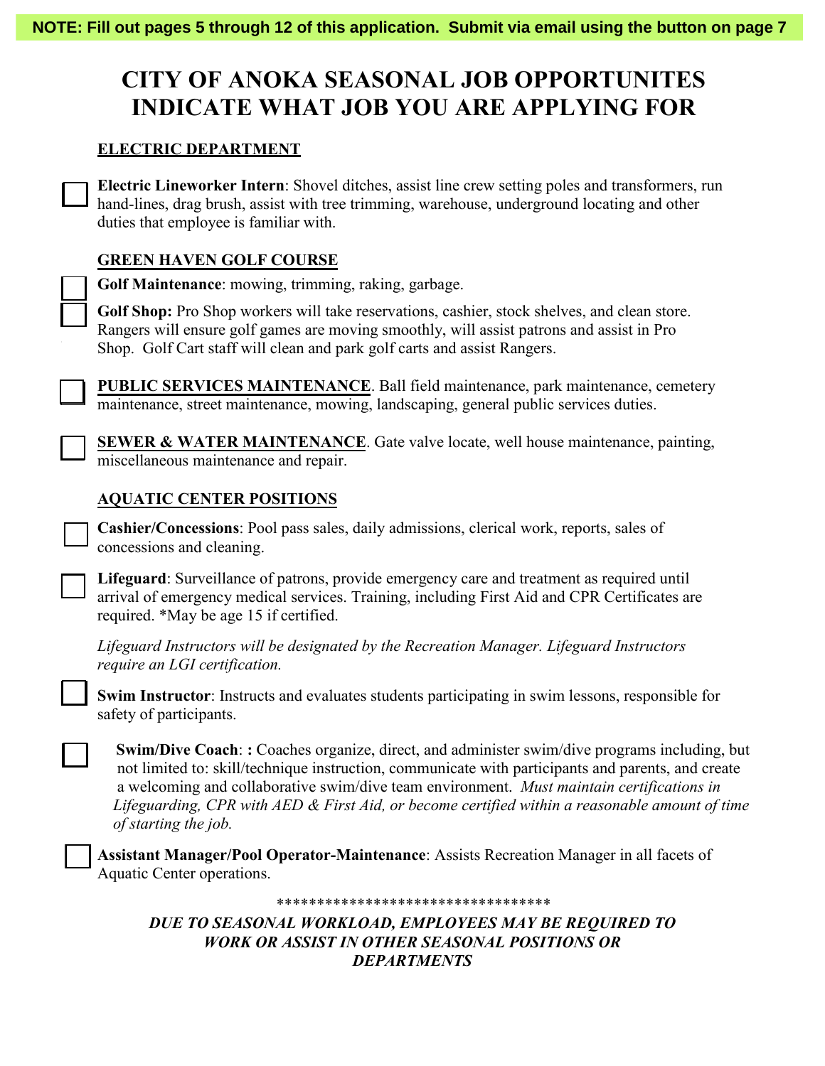**NOTE: Fill out pages 5 through 12 of this application. Submit via email using the button on page 7**

# CITY OF ANOKA SEASONAL JOB OPPORTUNITES INDICATE WHAT JOB YOU ARE APPLYING FOR

## ELECTRIC DEPARTMENT

☐ **Electric Lineworker Intern**: Shovel ditches, assist line crew setting poles and transformers, run hand-lines, drag brush, assist with tree trimming, warehouse, underground locating and other duties that employee is familiar with.

## GREEN HAVEN GOLF COURSE

☐ **Golf Maintenance**: mowing, trimming, raking, garbage.

☐ **Golf Shop:** Pro Shop workers will take reservations, cashier, stock shelves, and clean store. Rangers will ensure golf games are moving smoothly, will assist patrons and assist in Pro Shop. Golf Cart staff will clean and park golf carts and assist Rangers.

☐ **PUBLIC SERVICES MAINTENANCE**. Ball field maintenance, park maintenance, cemetery maintenance, street maintenance, mowing, landscaping, general public services duties.

☐ **SEWER & WATER MAINTENANCE**. Gate valve locate, well house maintenance, painting, miscellaneous maintenance and repair.

## AQUATIC CENTER POSITIONS

☐ **Cashier/Concessions**: Pool pass sales, daily admissions, clerical work, reports, sales of concessions and cleaning.

☐ **Lifeguard**: Surveillance of patrons, provide emergency care and treatment as required until arrival of emergency medical services. Training, including First Aid and CPR Certificates are required. *May be age 15 if certified.

*Lifeguard Instructors will be designated by the Recreation Manager. Lifeguard Instructors require an LGI certification.*

☐ **Swim Instructor**: Instructs and evaluates students participating in swim lessons, responsible for safety of participants.

☐ **Swim/Dive Coach**: **:** Coaches organize, direct, and administer swim/dive programs including, but not limited to: skill/technique instruction, communicate with participants and parents, and create a welcoming and collaborative swim/dive team environment. *Must maintain certifications in Lifeguarding, CPR with AED & First Aid, or become certified within a reasonable amount of time of starting the job.*

☐ **Assistant Manager/Pool Operator-Maintenance**: Assists Recreation Manager in all facets of Aquatic Center operations.

**********************************

***DUE TO SEASONAL WORKLOAD, EMPLOYEES MAY BE REQUIRED TO WORK OR ASSIST IN OTHER SEASONAL POSITIONS OR DEPARTMENTS***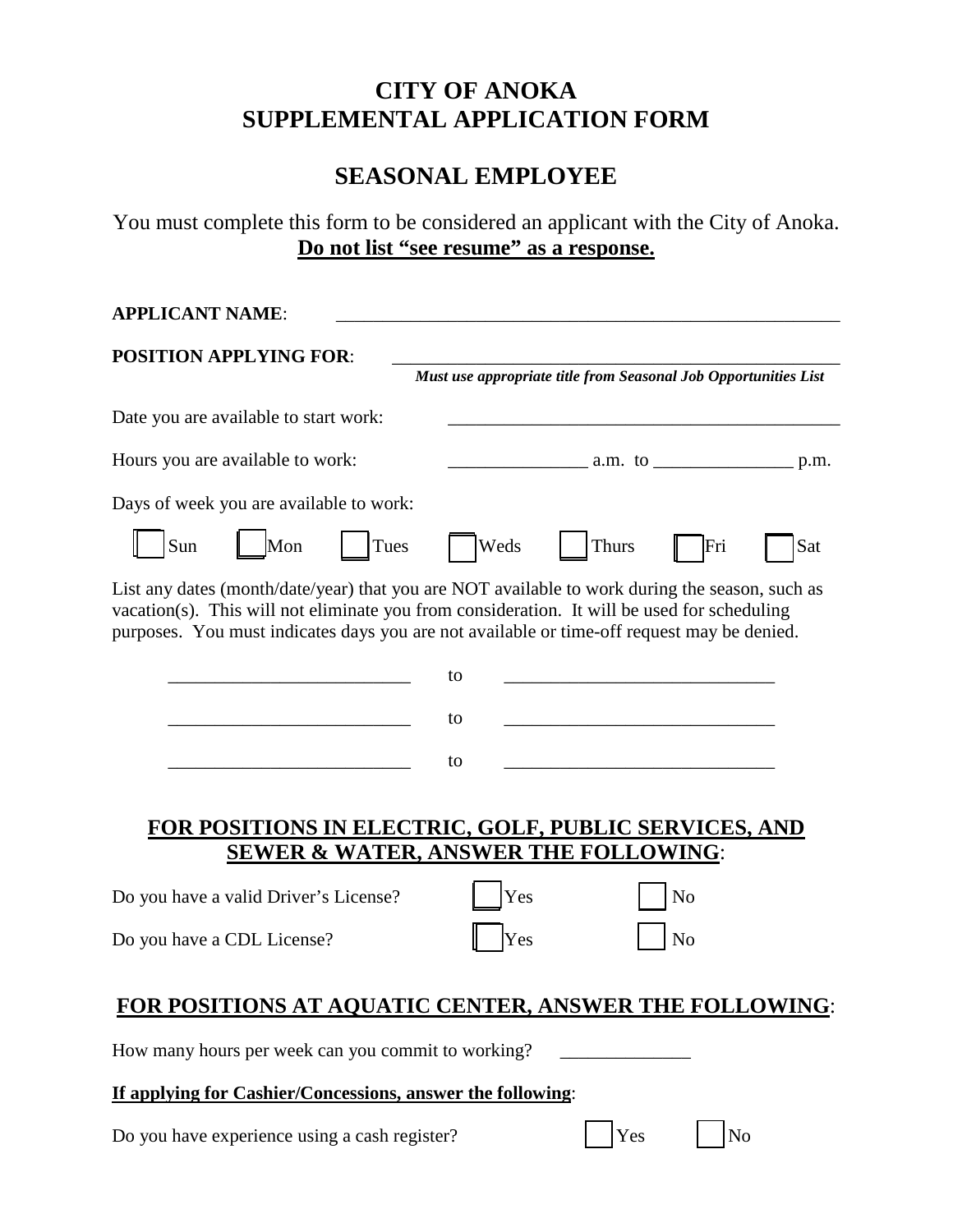# CITY OF ANOKA
# SUPPLEMENTAL APPLICATION FORM

## SEASONAL EMPLOYEE

You must complete this form to be considered an applicant with the City of Anoka.
**Do not list "see resume" as a response.**

**APPLICANT NAME**: ______________________________________________

**POSITION APPLYING FOR**: ______________________________________________
***Must use appropriate title from Seasonal Job Opportunities List***

Date you are available to start work: ______________________________________

Hours you are available to work: _______________ a.m. to _______________ p.m.

Days of week you are available to work:

☐ Sun ☐ Mon ☐ Tues ☐ Weds ☐ Thurs ☐ Fri ☐ Sat

List any dates (month/date/year) that you are NOT available to work during the season, such as vacation(s). This will not eliminate you from consideration. It will be used for scheduling purposes. You must indicates days you are not available or time-off request may be denied.

__________________________ to ____________________________

__________________________ to ____________________________

__________________________ to ____________________________

## FOR POSITIONS IN ELECTRIC, GOLF, PUBLIC SERVICES, AND SEWER & WATER, ANSWER THE FOLLOWING:

Do you have a valid Driver's License? ☐ Yes ☐ No

Do you have a CDL License? ☐ Yes ☐ No

## FOR POSITIONS AT AQUATIC CENTER, ANSWER THE FOLLOWING:

How many hours per week can you commit to working? ______________

**If applying for Cashier/Concessions, answer the following**:

Do you have experience using a cash register? ☐ Yes ☐ No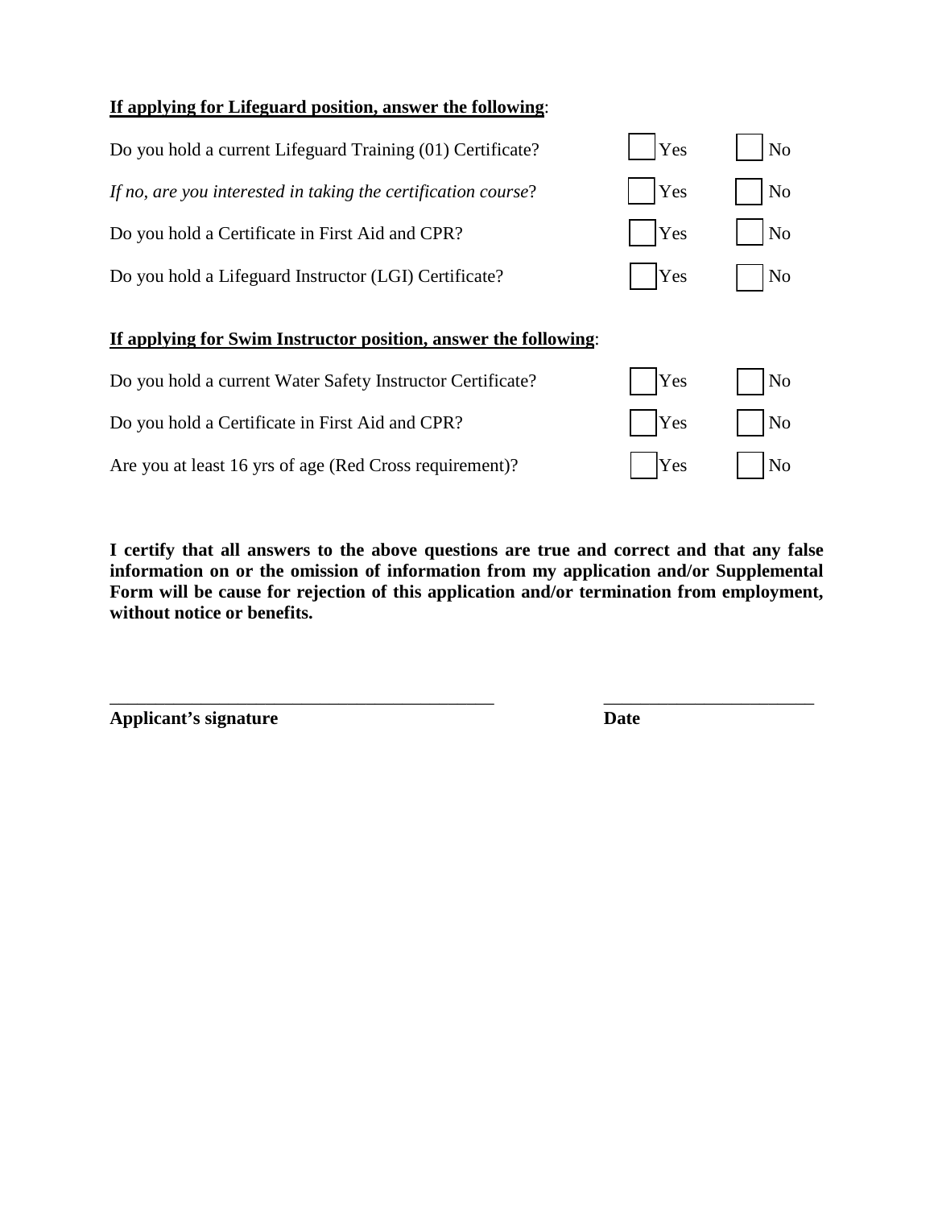**<u>If applying for Lifeguard position, answer the following</u>**:

Do you hold a current Lifeguard Training (01) Certificate? ☐ Yes ☐ No

*If no, are you interested in taking the certification course*? ☐ Yes ☐ No

Do you hold a Certificate in First Aid and CPR? ☐ Yes ☐ No

Do you hold a Lifeguard Instructor (LGI) Certificate? ☐ Yes ☐ No

**<u>If applying for Swim Instructor position, answer the following</u>**:

Do you hold a current Water Safety Instructor Certificate? ☐ Yes ☐ No

Do you hold a Certificate in First Aid and CPR? ☐ Yes ☐ No

Are you at least 16 yrs of age (Red Cross requirement)? ☐ Yes ☐ No

**I certify that all answers to the above questions are true and correct and that any false information on or the omission of information from my application and/or Supplemental Form will be cause for rejection of this application and/or termination from employment, without notice or benefits.**

_____________________________________________ ________________________

**Applicant's signature** **Date**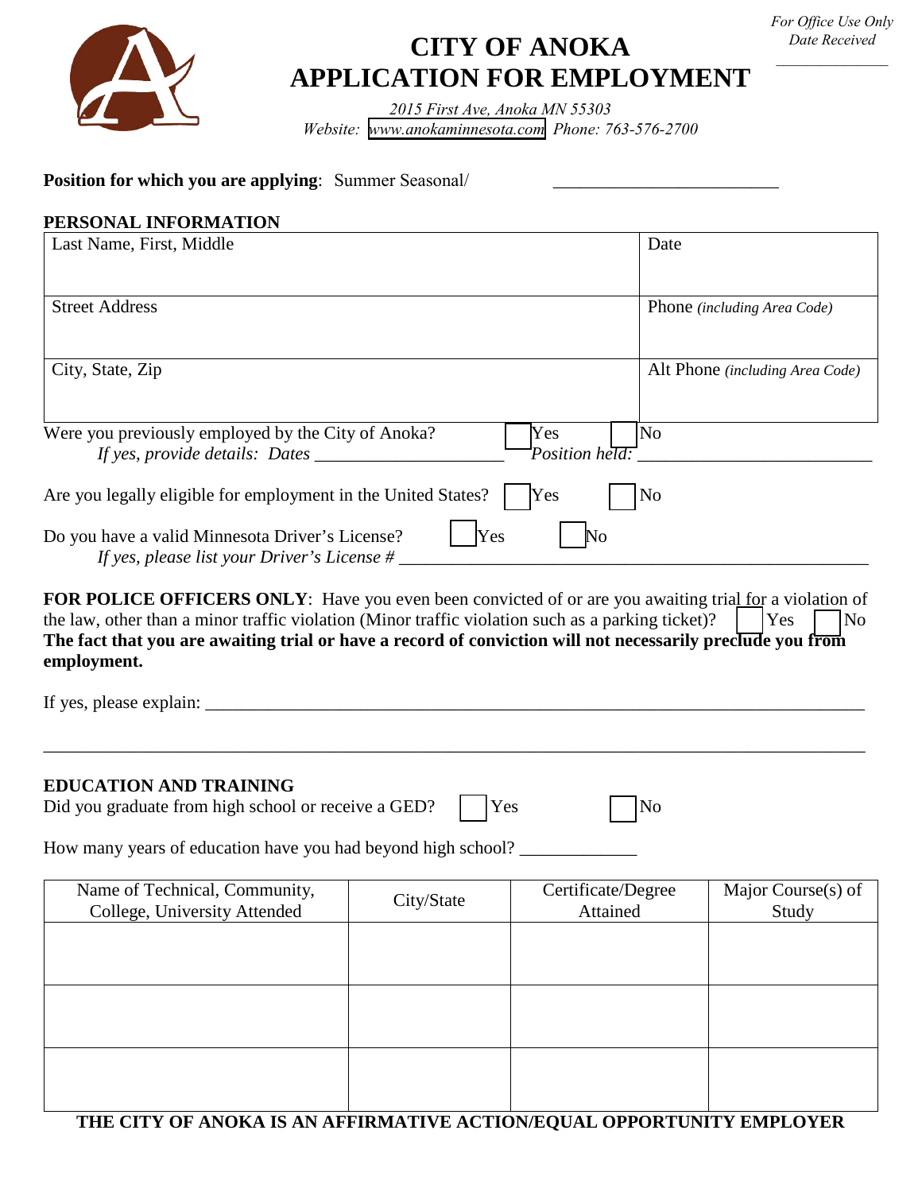*For Office Use Only*
*Date Received*

______________

# CITY OF ANOKA
# APPLICATION FOR EMPLOYMENT

*2015 First Ave, Anoka MN 55303*
*Website: www.anokaminnesota.com Phone: 763-576-2700*

**Position for which you are applying**: Summer Seasonal/ ________________________

## PERSONAL INFORMATION

| Last Name, First, Middle | Date |
|---|---|
| Street Address | Phone *(including Area Code)* |
| City, State, Zip | Alt Phone *(including Area Code)* |

Were you previously employed by the City of Anoka? ☐ Yes ☐ No
*If yes, provide details: Dates* ____________________ *Position held:* ________________________

Are you legally eligible for employment in the United States? ☐ Yes ☐ No

Do you have a valid Minnesota Driver's License? ☐ Yes ☐ No
*If yes, please list your Driver's License #* ______________________________________________

**FOR POLICE OFFICERS ONLY**: Have you even been convicted of or are you awaiting trial for a violation of the law, other than a minor traffic violation (Minor traffic violation such as a parking ticket)? ☐ Yes ☐ No
**The fact that you are awaiting trial or have a record of conviction will not necessarily preclude you from employment.**

If yes, please explain: ___________________________________________________________________

_______________________________________________________________________________________

## EDUCATION AND TRAINING

Did you graduate from high school or receive a GED? ☐ Yes ☐ No

How many years of education have you had beyond high school? ____________

| Name of Technical, Community, College, University Attended | City/State | Certificate/Degree Attained | Major Course(s) of Study |
|---|---|---|---|
| | | | |
| | | | |
| | | | |

**THE CITY OF ANOKA IS AN AFFIRMATIVE ACTION/EQUAL OPPORTUNITY EMPLOYER**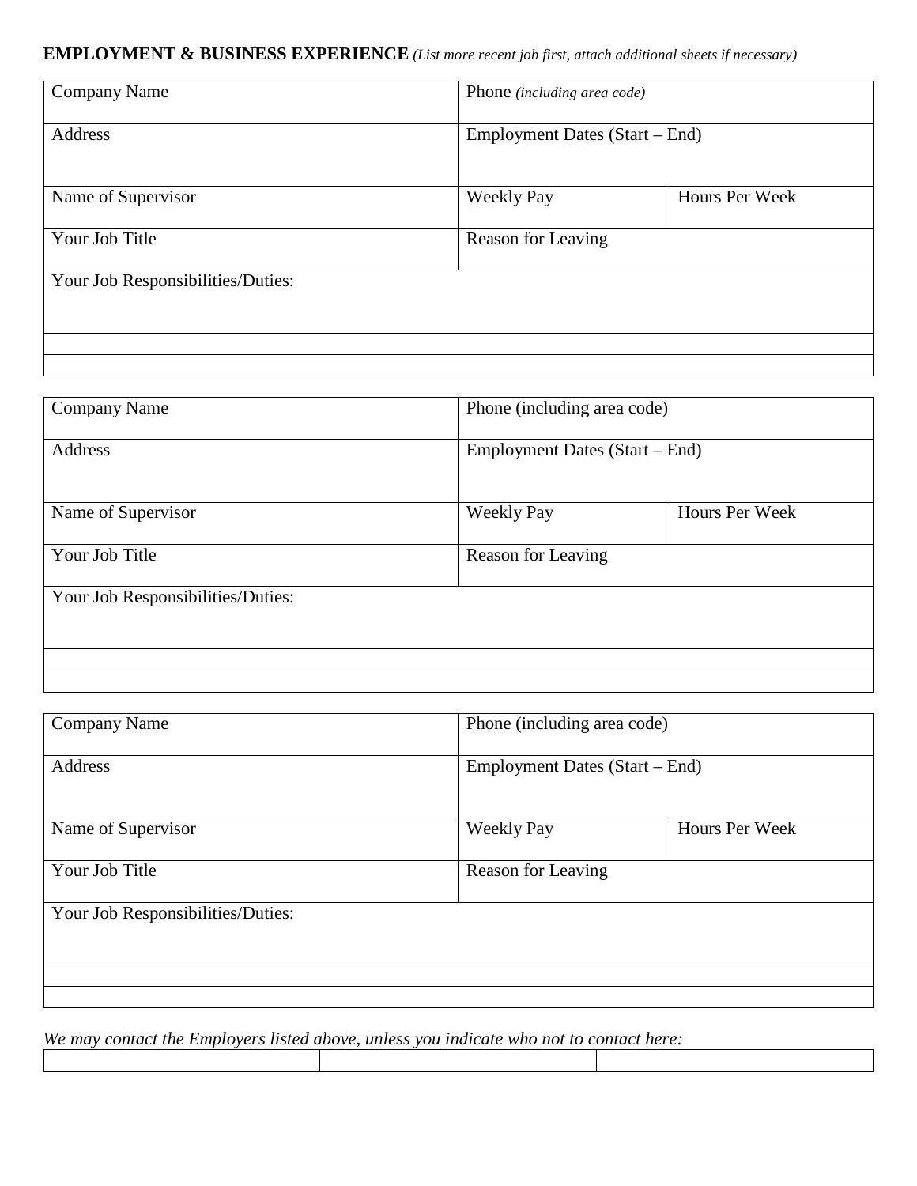**EMPLOYMENT & BUSINESS EXPERIENCE** *(List more recent job first, attach additional sheets if necessary)*

| Company Name | Phone *(including area code)* | |
|---|---|---|
| Address | Employment Dates (Start – End) | |
| Name of Supervisor | Weekly Pay | Hours Per Week |
| Your Job Title | Reason for Leaving | |
| Your Job Responsibilities/Duties: | | |
| | | |
| | | |

| Company Name | Phone (including area code) | |
|---|---|---|
| Address | Employment Dates (Start – End) | |
| Name of Supervisor | Weekly Pay | Hours Per Week |
| Your Job Title | Reason for Leaving | |
| Your Job Responsibilities/Duties: | | |
| | | |
| | | |

| Company Name | Phone (including area code) | |
|---|---|---|
| Address | Employment Dates (Start – End) | |
| Name of Supervisor | Weekly Pay | Hours Per Week |
| Your Job Title | Reason for Leaving | |
| Your Job Responsibilities/Duties: | | |
| | | |
| | | |

*We may contact the Employers listed above, unless you indicate who not to contact here:*

| | | |
|---|---|---|
| | | |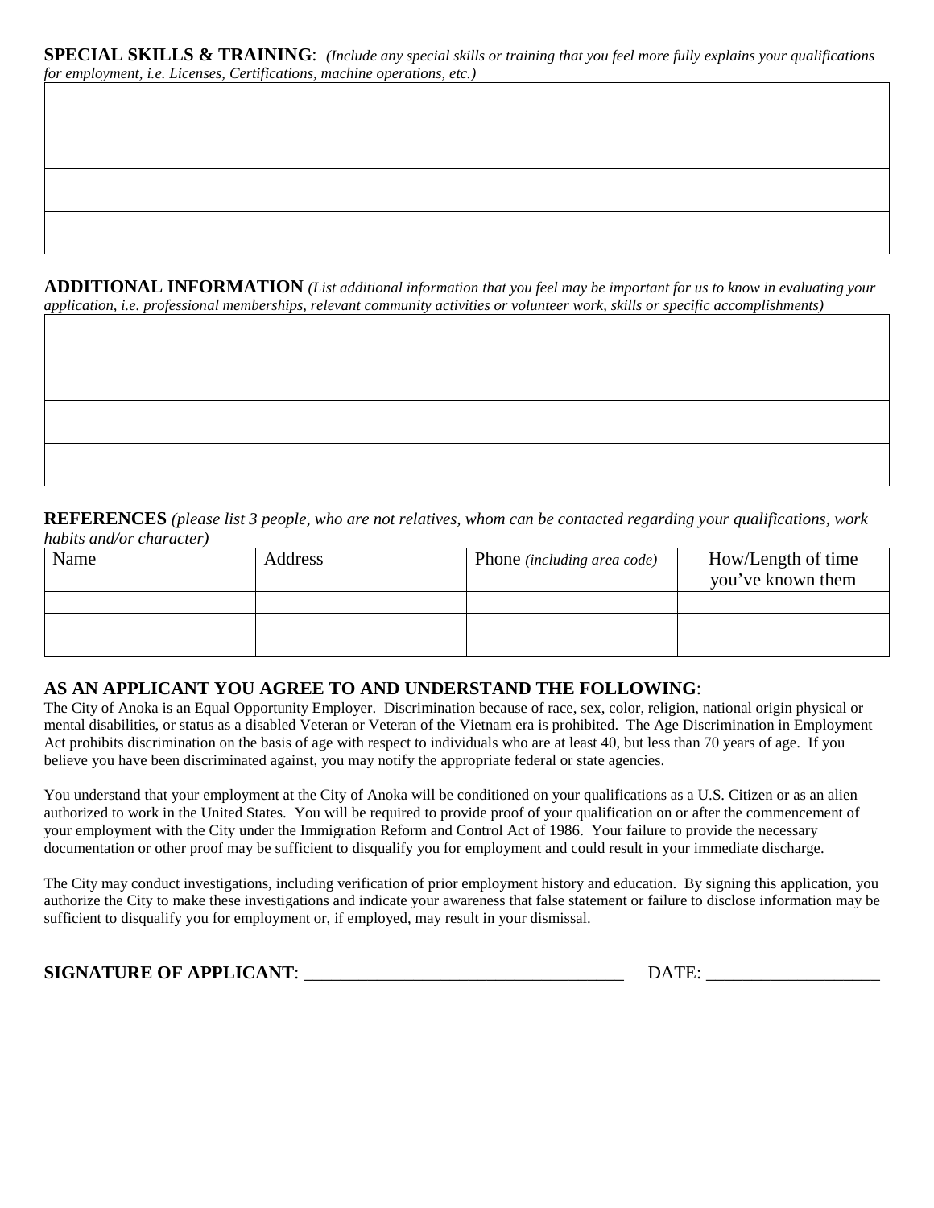**SPECIAL SKILLS & TRAINING**: *(Include any special skills or training that you feel more fully explains your qualifications for employment, i.e. Licenses, Certifications, machine operations, etc.)*

| |
|---|
| |
| |
| |
| |

**ADDITIONAL INFORMATION** *(List additional information that you feel may be important for us to know in evaluating your application, i.e. professional memberships, relevant community activities or volunteer work, skills or specific accomplishments)*

| |
|---|
| |
| |
| |
| |

**REFERENCES** *(please list 3 people, who are not relatives, whom can be contacted regarding your qualifications, work habits and/or character)*

| Name | Address | Phone *(including area code)* | How/Length of time you've known them |
|---|---|---|---|
| | | | |
| | | | |
| | | | |

**AS AN APPLICANT YOU AGREE TO AND UNDERSTAND THE FOLLOWING**:

The City of Anoka is an Equal Opportunity Employer. Discrimination because of race, sex, color, religion, national origin physical or mental disabilities, or status as a disabled Veteran or Veteran of the Vietnam era is prohibited. The Age Discrimination in Employment Act prohibits discrimination on the basis of age with respect to individuals who are at least 40, but less than 70 years of age. If you believe you have been discriminated against, you may notify the appropriate federal or state agencies.

You understand that your employment at the City of Anoka will be conditioned on your qualifications as a U.S. Citizen or as an alien authorized to work in the United States. You will be required to provide proof of your qualification on or after the commencement of your employment with the City under the Immigration Reform and Control Act of 1986. Your failure to provide the necessary documentation or other proof may be sufficient to disqualify you for employment and could result in your immediate discharge.

The City may conduct investigations, including verification of prior employment history and education. By signing this application, you authorize the City to make these investigations and indicate your awareness that false statement or failure to disclose information may be sufficient to disqualify you for employment or, if employed, may result in your dismissal.

**SIGNATURE OF APPLICANT**: ___________________________________ DATE: ___________________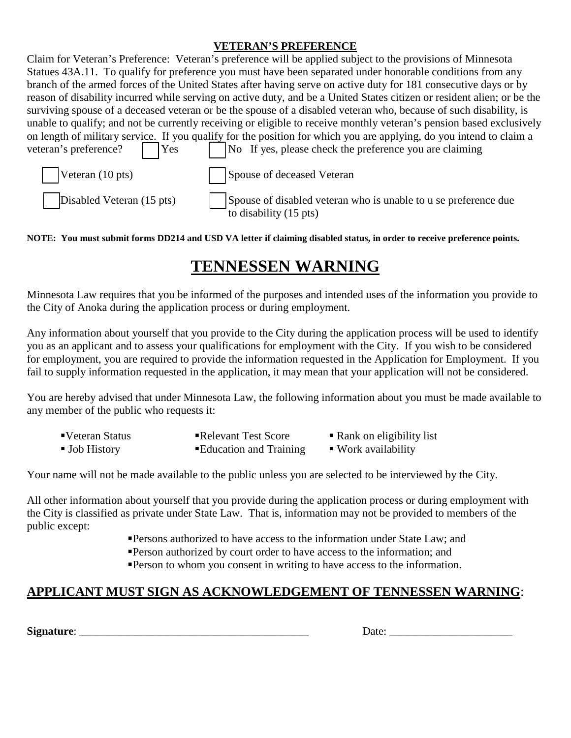## VETERAN'S PREFERENCE

Claim for Veteran's Preference: Veteran's preference will be applied subject to the provisions of Minnesota Statues 43A.11. To qualify for preference you must have been separated under honorable conditions from any branch of the armed forces of the United States after having serve on active duty for 181 consecutive days or by reason of disability incurred while serving on active duty, and be a United States citizen or resident alien; or be the surviving spouse of a deceased veteran or be the spouse of a disabled veteran who, because of such disability, is unable to qualify; and not be currently receiving or eligible to receive monthly veteran's pension based exclusively on length of military service. If you qualify for the position for which you are applying, do you intend to claim a veteran's preference? ☐ Yes ☐ No If yes, please check the preference you are claiming

☐ Veteran (10 pts) ☐ Spouse of deceased Veteran

☐ Disabled Veteran (15 pts) ☐ Spouse of disabled veteran who is unable to u se preference due to disability (15 pts)

**NOTE: You must submit forms DD214 and USD VA letter if claiming disabled status, in order to receive preference points.**

# TENNESSEN WARNING

Minnesota Law requires that you be informed of the purposes and intended uses of the information you provide to the City of Anoka during the application process or during employment.

Any information about yourself that you provide to the City during the application process will be used to identify you as an applicant and to assess your qualifications for employment with the City. If you wish to be considered for employment, you are required to provide the information requested in the Application for Employment. If you fail to supply information requested in the application, it may mean that your application will not be considered.

You are hereby advised that under Minnesota Law, the following information about you must be made available to any member of the public who requests it:

- Veteran Status
- Relevant Test Score
- Rank on eligibility list
- Job History
- Education and Training
- Work availability

Your name will not be made available to the public unless you are selected to be interviewed by the City.

All other information about yourself that you provide during the application process or during employment with the City is classified as private under State Law. That is, information may not be provided to members of the public except:

- Persons authorized to have access to the information under State Law; and
- Person authorized by court order to have access to the information; and
- Person to whom you consent in writing to have access to the information.

## APPLICANT MUST SIGN AS ACKNOWLEDGEMENT OF TENNESSEN WARNING:

**Signature**: __________________________________________ Date: ______________________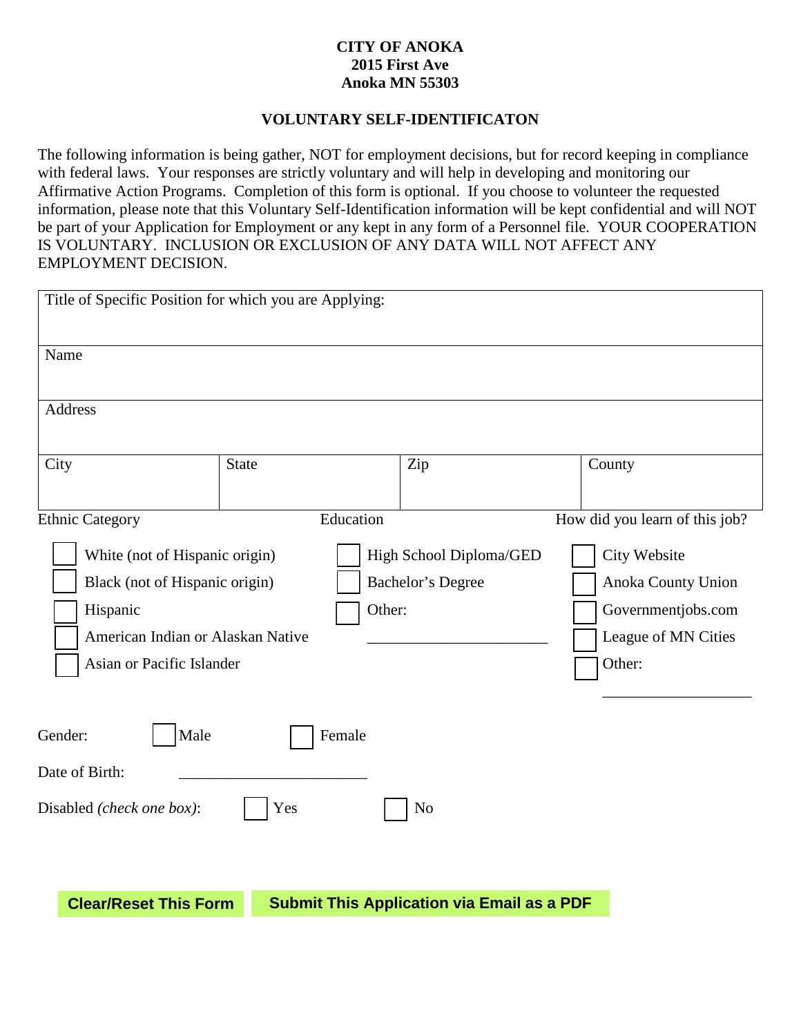**CITY OF ANOKA**
**2015 First Ave**
**Anoka MN 55303**

## VOLUNTARY SELF-IDENTIFICATON

The following information is being gather, NOT for employment decisions, but for record keeping in compliance with federal laws. Your responses are strictly voluntary and will help in developing and monitoring our Affirmative Action Programs. Completion of this form is optional. If you choose to volunteer the requested information, please note that this Voluntary Self-Identification information will be kept confidential and will NOT be part of your Application for Employment or any kept in any form of a Personnel file. YOUR COOPERATION IS VOLUNTARY. INCLUSION OR EXCLUSION OF ANY DATA WILL NOT AFFECT ANY EMPLOYMENT DECISION.

| Title of Specific Position for which you are Applying: | | | |
|---|---|---|---|
| Name | | | |
| Address | | | |
| City | State | Zip | County |

**Ethnic Category**

- ☐ White (not of Hispanic origin)
- ☐ Black (not of Hispanic origin)
- ☐ Hispanic
- ☐ American Indian or Alaskan Native
- ☐ Asian or Pacific Islander

**Education**

- ☐ High School Diploma/GED
- ☐ Bachelor's Degree
- ☐ Other: ______________________

**How did you learn of this job?**

- ☐ City Website
- ☐ Anoka County Union
- ☐ Governmentjobs.com
- ☐ League of MN Cities
- ☐ Other: ___________________

Gender: ☐ Male ☐ Female

Date of Birth: ________________________

Disabled *(check one box)*: ☐ Yes ☐ No

**Clear/Reset This Form** **Submit This Application via Email as a PDF**